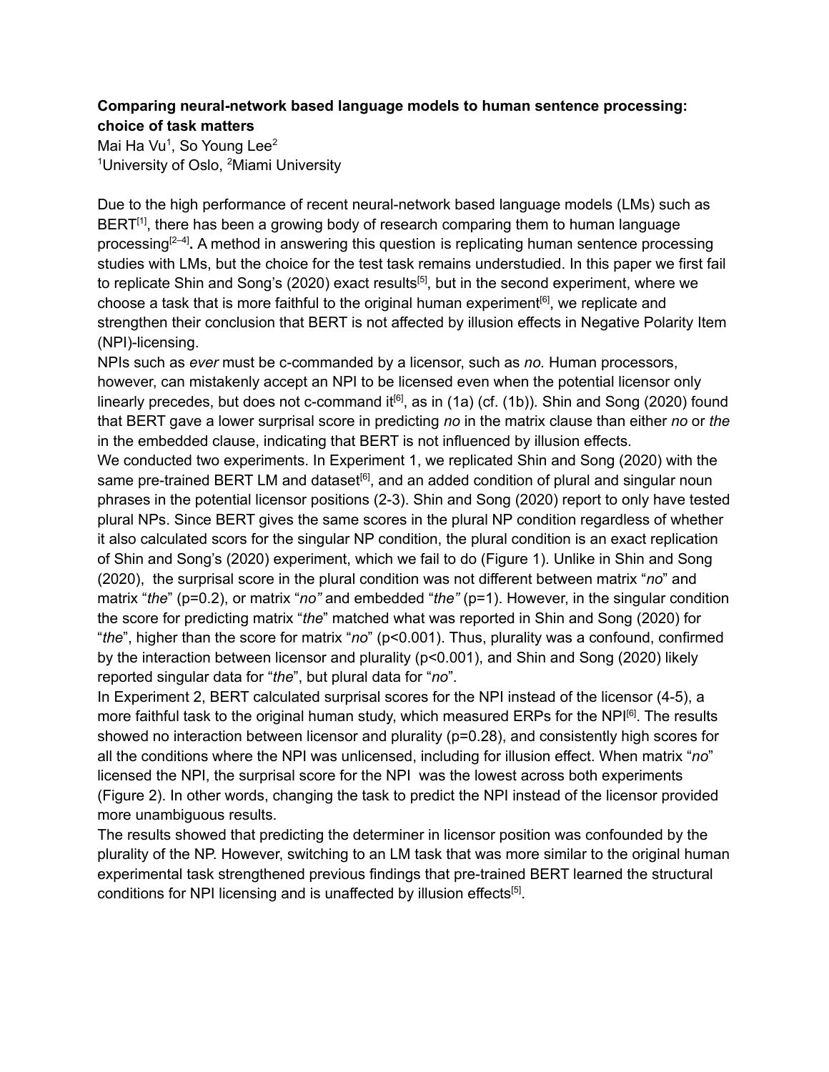**Comparing neural-network based language models to human sentence processing: choice of task matters**

Mai Ha Vu[1], So Young Lee[2]

[1]University of Oslo, [2]Miami University

Due to the high performance of recent neural-network based language models (LMs) such as BERT[1], there has been a growing body of research comparing them to human language processing[2–4]**.** A method in answering this question is replicating human sentence processing studies with LMs, but the choice for the test task remains understudied. In this paper we first fail to replicate Shin and Song's (2020) exact results[5], but in the second experiment, where we choose a task that is more faithful to the original human experiment[6], we replicate and strengthen their conclusion that BERT is not affected by illusion effects in Negative Polarity Item (NPI)-licensing.

NPIs such as *ever* must be c-commanded by a licensor, such as *no.* Human processors, however, can mistakenly accept an NPI to be licensed even when the potential licensor only linearly precedes, but does not c-command it[6], as in (1a) (cf. (1b))*.* Shin and Song (2020) found that BERT gave a lower surprisal score in predicting *no* in the matrix clause than either *no* or *the* in the embedded clause, indicating that BERT is not influenced by illusion effects.

We conducted two experiments. In Experiment 1, we replicated Shin and Song (2020) with the same pre-trained BERT LM and dataset[6], and an added condition of plural and singular noun phrases in the potential licensor positions (2-3). Shin and Song (2020) report to only have tested plural NPs. Since BERT gives the same scores in the plural NP condition regardless of whether it also calculated scors for the singular NP condition, the plural condition is an exact replication of Shin and Song's (2020) experiment, which we fail to do (Figure 1). Unlike in Shin and Song (2020), the surprisal score in the plural condition was not different between matrix "*no*" and matrix "*the*" ($p=0.2$), or matrix "*no"* and embedded "*the"* ($p=1$). However, in the singular condition the score for predicting matrix "*the*" matched what was reported in Shin and Song (2020) for "*the*", higher than the score for matrix "*no*" ($p<0.001$). Thus, plurality was a confound, confirmed by the interaction between licensor and plurality ($p<0.001$), and Shin and Song (2020) likely reported singular data for "*the*", but plural data for "*no*".

In Experiment 2, BERT calculated surprisal scores for the NPI instead of the licensor (4-5), a more faithful task to the original human study, which measured ERPs for the NPI[6]. The results showed no interaction between licensor and plurality ($p=0.28$), and consistently high scores for all the conditions where the NPI was unlicensed, including for illusion effect. When matrix "*no*" licensed the NPI, the surprisal score for the NPI was the lowest across both experiments (Figure 2). In other words, changing the task to predict the NPI instead of the licensor provided more unambiguous results.

The results showed that predicting the determiner in licensor position was confounded by the plurality of the NP. However, switching to an LM task that was more similar to the original human experimental task strengthened previous findings that pre-trained BERT learned the structural conditions for NPI licensing and is unaffected by illusion effects[5].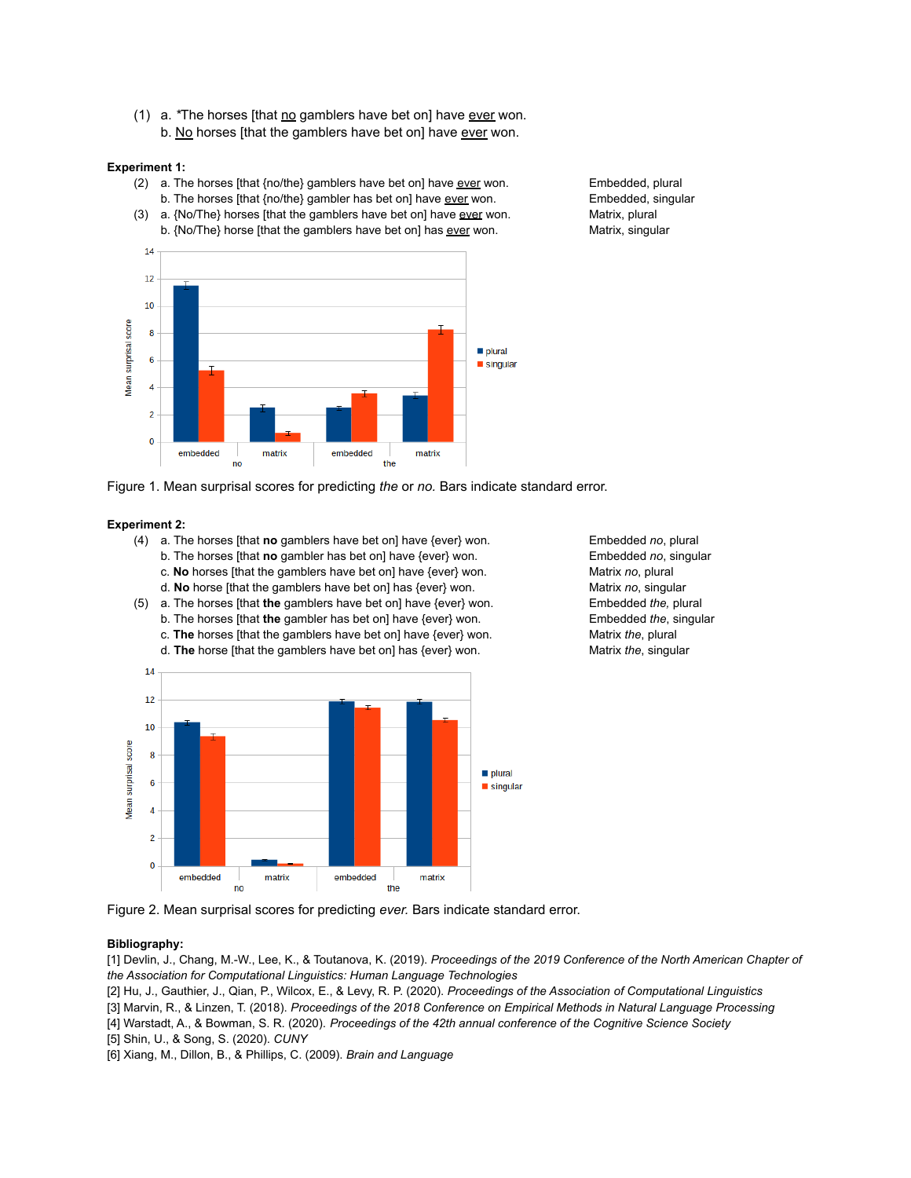(1) a. *The horses [that no gamblers have bet on] have ever won.
b. No horses [that the gamblers have bet on] have ever won.

**Experiment 1:**

(2) a. The horses [that {no/the} gamblers have bet on] have ever won. — Embedded, plural
b. The horses [that {no/the} gambler has bet on] have ever won. — Embedded, singular

(3) a. {No/The} horses [that the gamblers have bet on] have ever won. — Matrix, plural
b. {No/The} horse [that the gamblers have bet on] has ever won. — Matrix, singular

Mean surprisal score
14
12
10
8
6
4
2
0
embedded
matrix
no
embedded
matrix
the
plural
singular

Figure 1. Mean surprisal scores for predicting *the* or *no.* Bars indicate standard error.

**Experiment 2:**

(4) a. The horses [that **no** gamblers have bet on] have {ever} won. — Embedded *no*, plural
b. The horses [that **no** gambler has bet on] have {ever} won. — Embedded *no*, singular
c. **No** horses [that the gamblers have bet on] have {ever} won. — Matrix *no*, plural
d. **No** horse [that the gamblers have bet on] has {ever} won. — Matrix *no*, singular

(5) a. The horses [that **the** gamblers have bet on] have {ever} won. — Embedded *the*, plural
b. The horses [that **the** gambler has bet on] have {ever} won. — Embedded *the*, singular
c. **The** horses [that the gamblers have bet on] have {ever} won. — Matrix *the*, plural
d. **The** horse [that the gamblers have bet on] has {ever} won. — Matrix *the*, singular

Mean surprisal score
14
12
10
8
6
4
2
0
embedded
matrix
no
embedded
matrix
the
plural
singular

Figure 2. Mean surprisal scores for predicting *ever.* Bars indicate standard error.

**Bibliography:**

[1] Devlin, J., Chang, M.-W., Lee, K., & Toutanova, K. (2019). *Proceedings of the 2019 Conference of the North American Chapter of the Association for Computational Linguistics: Human Language Technologies*

[2] Hu, J., Gauthier, J., Qian, P., Wilcox, E., & Levy, R. P. (2020). *Proceedings of the Association of Computational Linguistics*

[3] Marvin, R., & Linzen, T. (2018). *Proceedings of the 2018 Conference on Empirical Methods in Natural Language Processing*

[4] Warstadt, A., & Bowman, S. R. (2020). *Proceedings of the 42th annual conference of the Cognitive Science Society*

[5] Shin, U., & Song, S. (2020). *CUNY*

[6] Xiang, M., Dillon, B., & Phillips, C. (2009). *Brain and Language*